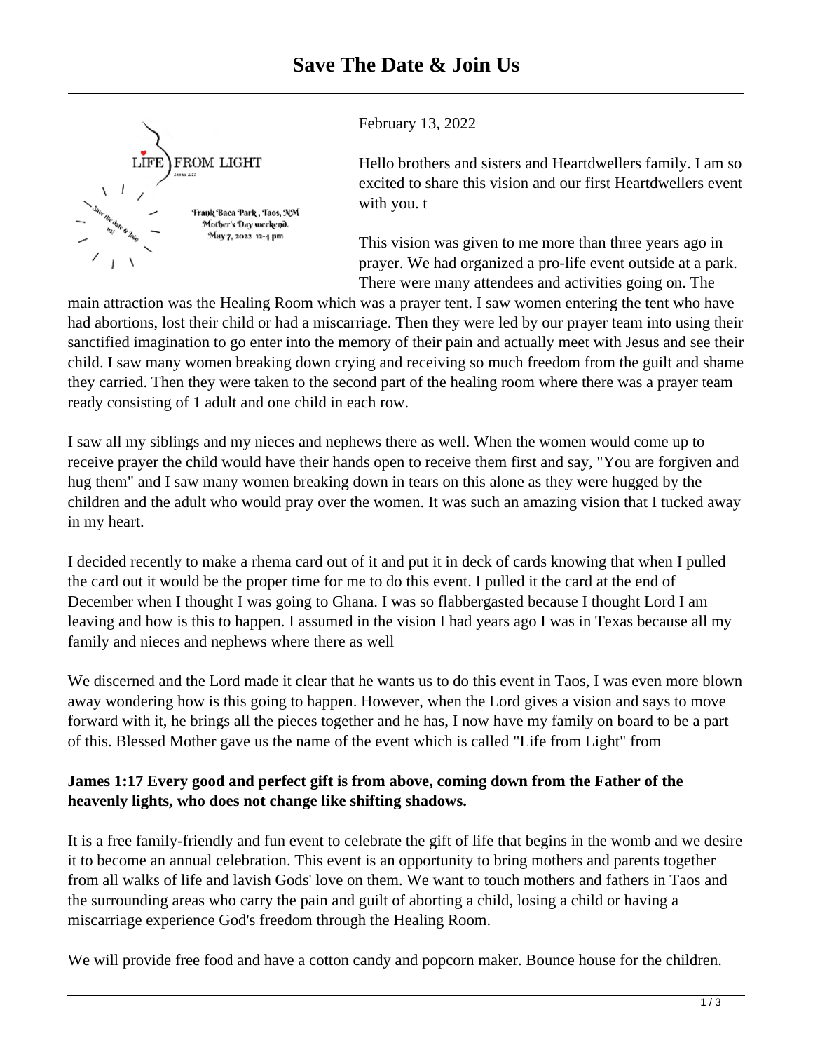# Save The Date & Join Us

February 13, 2022

Hello brothers and sisters and Heartdwellers family. I am so excited to share this vision and our first Heartdwellers event with you. t

This vision was given to me more than three years ago in prayer. We had organized a pro-life event outside at a park. There were many attendees and activities going on. The main attraction was the Healing Room which was a prayer tent. I saw women entering the tent who have had abortions, lost their child or had a miscarriage. Then they were led by our prayer team into using their sanctified imagination to go enter into the memory of their pain and actually meet with Jesus and see their child. I saw many women breaking down crying and receiving so much freedom from the guilt and shame they carried. Then they were taken to the second part of the healing room where there was a prayer team ready consisting of 1 adult and one child in each row.

I saw all my siblings and my nieces and nephews there as well. When the women would come up to receive prayer the child would have their hands open to receive them first and say, "You are forgiven and hug them" and I saw many women breaking down in tears on this alone as they were hugged by the children and the adult who would pray over the women. It was such an amazing vision that I tucked away in my heart.

I decided recently to make a rhema card out of it and put it in deck of cards knowing that when I pulled the card out it would be the proper time for me to do this event. I pulled it the card at the end of December when I thought I was going to Ghana. I was so flabbergasted because I thought Lord I am leaving and how is this to happen. I assumed in the vision I had years ago I was in Texas because all my family and nieces and nephews where there as well

We discerned and the Lord made it clear that he wants us to do this event in Taos, I was even more blown away wondering how is this going to happen. However, when the Lord gives a vision and says to move forward with it, he brings all the pieces together and he has, I now have my family on board to be a part of this. Blessed Mother gave us the name of the event which is called "Life from Light" from

**James 1:17 Every good and perfect gift is from above, coming down from the Father of the heavenly lights, who does not change like shifting shadows.**

It is a free family-friendly and fun event to celebrate the gift of life that begins in the womb and we desire it to become an annual celebration. This event is an opportunity to bring mothers and parents together from all walks of life and lavish Gods' love on them. We want to touch mothers and fathers in Taos and the surrounding areas who carry the pain and guilt of aborting a child, losing a child or having a miscarriage experience God's freedom through the Healing Room.

We will provide free food and have a cotton candy and popcorn maker. Bounce house for the children.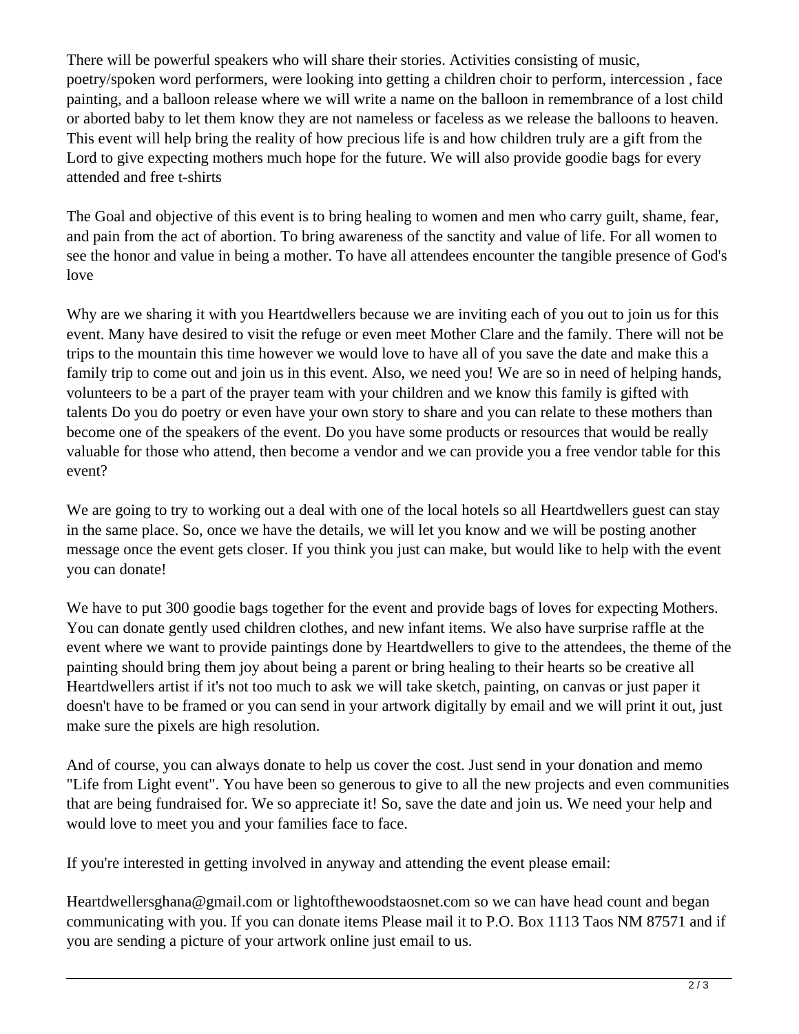There will be powerful speakers who will share their stories. Activities consisting of music, poetry/spoken word performers, were looking into getting a children choir to perform, intercession , face painting, and a balloon release where we will write a name on the balloon in remembrance of a lost child or aborted baby to let them know they are not nameless or faceless as we release the balloons to heaven. This event will help bring the reality of how precious life is and how children truly are a gift from the Lord to give expecting mothers much hope for the future. We will also provide goodie bags for every attended and free t-shirts

The Goal and objective of this event is to bring healing to women and men who carry guilt, shame, fear, and pain from the act of abortion. To bring awareness of the sanctity and value of life. For all women to see the honor and value in being a mother. To have all attendees encounter the tangible presence of God's love

Why are we sharing it with you Heartdwellers because we are inviting each of you out to join us for this event. Many have desired to visit the refuge or even meet Mother Clare and the family. There will not be trips to the mountain this time however we would love to have all of you save the date and make this a family trip to come out and join us in this event. Also, we need you! We are so in need of helping hands, volunteers to be a part of the prayer team with your children and we know this family is gifted with talents Do you do poetry or even have your own story to share and you can relate to these mothers than become one of the speakers of the event. Do you have some products or resources that would be really valuable for those who attend, then become a vendor and we can provide you a free vendor table for this event?

We are going to try to working out a deal with one of the local hotels so all Heartdwellers guest can stay in the same place. So, once we have the details, we will let you know and we will be posting another message once the event gets closer. If you think you just can make, but would like to help with the event you can donate!

We have to put 300 goodie bags together for the event and provide bags of loves for expecting Mothers. You can donate gently used children clothes, and new infant items. We also have surprise raffle at the event where we want to provide paintings done by Heartdwellers to give to the attendees, the theme of the painting should bring them joy about being a parent or bring healing to their hearts so be creative all Heartdwellers artist if it's not too much to ask we will take sketch, painting, on canvas or just paper it doesn't have to be framed or you can send in your artwork digitally by email and we will print it out, just make sure the pixels are high resolution.

And of course, you can always donate to help us cover the cost. Just send in your donation and memo "Life from Light event". You have been so generous to give to all the new projects and even communities that are being fundraised for. We so appreciate it! So, save the date and join us. We need your help and would love to meet you and your families face to face.

If you're interested in getting involved in anyway and attending the event please email:

Heartdwellersghana@gmail.com or lightofthewoodstaosnet.com so we can have head count and began communicating with you. If you can donate items Please mail it to P.O. Box 1113 Taos NM 87571 and if you are sending a picture of your artwork online just email to us.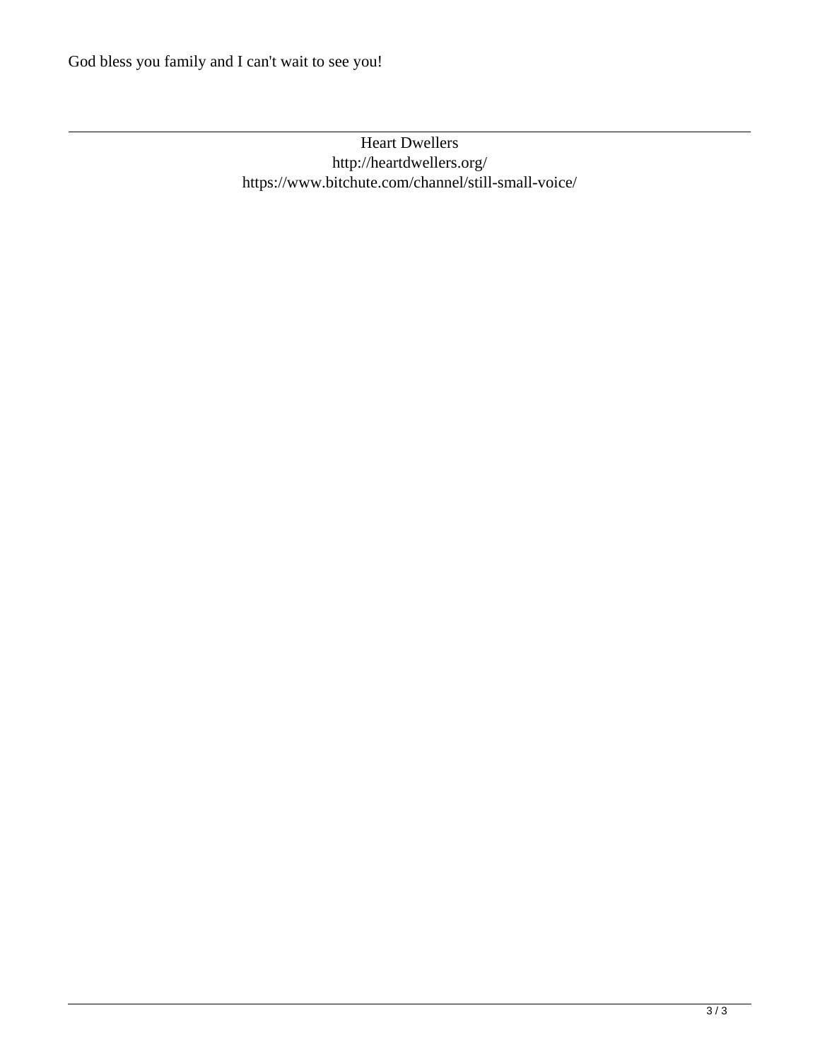God bless you family and I can't wait to see you!

---

Heart Dwellers
http://heartdwellers.org/
https://www.bitchute.com/channel/still-small-voice/